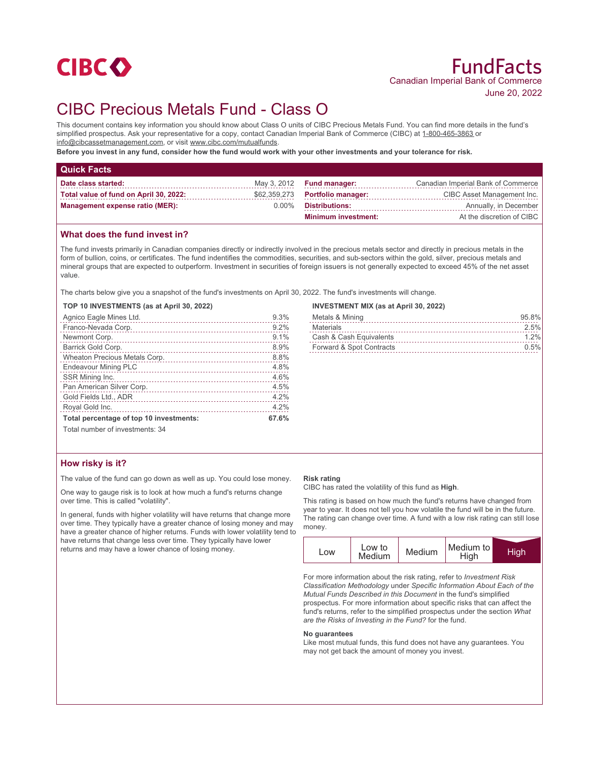CIBC

# FundFacts

Canadian Imperial Bank of Commerce

June 20, 2022

# CIBC Precious Metals Fund - Class O

This document contains key information you should know about Class O units of CIBC Precious Metals Fund. You can find more details in the fund's simplified prospectus. Ask your representative for a copy, contact Canadian Imperial Bank of Commerce (CIBC) at 1-800-465-3863 or info@cibcassetmanagement.com, or visit www.cibc.com/mutualfunds.

**Before you invest in any fund, consider how the fund would work with your other investments and your tolerance for risk.**

## Quick Facts

| | | | |
|---|---|---|---|
| **Date class started:** | May 3, 2012 | **Fund manager:** | Canadian Imperial Bank of Commerce |
| **Total value of fund on April 30, 2022:** | $62,359,273 | **Portfolio manager:** | CIBC Asset Management Inc. |
| **Management expense ratio (MER):** | 0.00% | **Distributions:** | Annually, in December |
| | | **Minimum investment:** | At the discretion of CIBC |

## What does the fund invest in?

The fund invests primarily in Canadian companies directly or indirectly involved in the precious metals sector and directly in precious metals in the form of bullion, coins, or certificates. The fund indentifies the commodities, securities, and sub-sectors within the gold, silver, precious metals and mineral groups that are expected to outperform. Investment in securities of foreign issuers is not generally expected to exceed 45% of the net asset value.

The charts below give you a snapshot of the fund's investments on April 30, 2022. The fund's investments will change.

**TOP 10 INVESTMENTS (as at April 30, 2022)**

| | |
|---|---|
| Agnico Eagle Mines Ltd. | 9.3% |
| Franco-Nevada Corp. | 9.2% |
| Newmont Corp. | 9.1% |
| Barrick Gold Corp. | 8.9% |
| Wheaton Precious Metals Corp. | 8.8% |
| Endeavour Mining PLC | 4.8% |
| SSR Mining Inc. | 4.6% |
| Pan American Silver Corp. | 4.5% |
| Gold Fields Ltd., ADR | 4.2% |
| Royal Gold Inc. | 4.2% |
| **Total percentage of top 10 investments:** | **67.6%** |

Total number of investments: 34

**INVESTMENT MIX (as at April 30, 2022)**

| | |
|---|---|
| Metals & Mining | 95.8% |
| Materials | 2.5% |
| Cash & Cash Equivalents | 1.2% |
| Forward & Spot Contracts | 0.5% |

## How risky is it?

The value of the fund can go down as well as up. You could lose money.

One way to gauge risk is to look at how much a fund's returns change over time. This is called "volatility".

In general, funds with higher volatility will have returns that change more over time. They typically have a greater chance of losing money and may have a greater chance of higher returns. Funds with lower volatility tend to have returns that change less over time. They typically have lower returns and may have a lower chance of losing money.

**Risk rating**

CIBC has rated the volatility of this fund as **High**.

This rating is based on how much the fund's returns have changed from year to year. It does not tell you how volatile the fund will be in the future. The rating can change over time. A fund with a low risk rating can still lose money.

| Low | Low to Medium | Medium | Medium to High | **High** |
|---|---|---|---|---|

For more information about the risk rating, refer to *Investment Risk Classification Methodology* under *Specific Information About Each of the Mutual Funds Described in this Document* in the fund's simplified prospectus. For more information about specific risks that can affect the fund's returns, refer to the simplified prospectus under the section *What are the Risks of Investing in the Fund?* for the fund.

**No guarantees**

Like most mutual funds, this fund does not have any guarantees. You may not get back the amount of money you invest.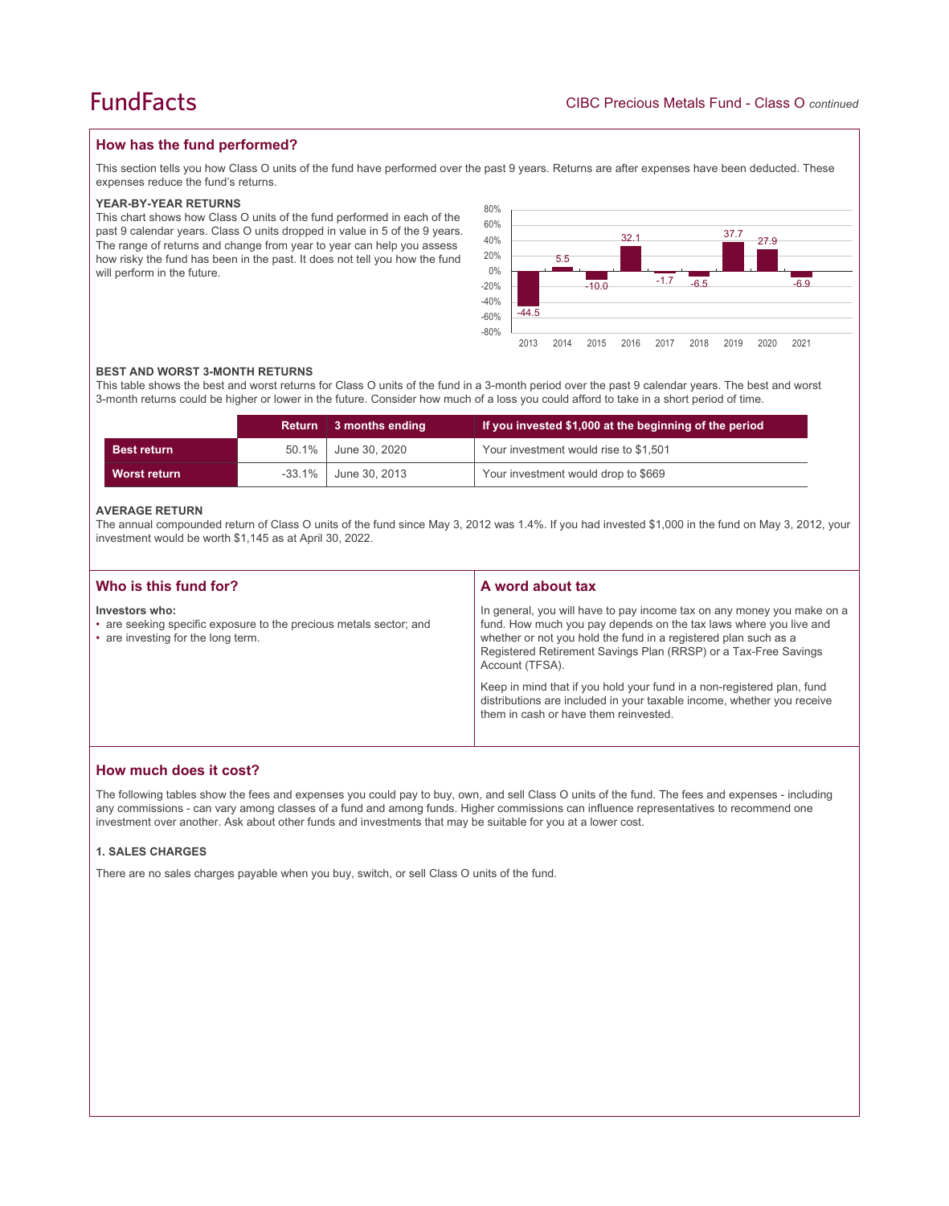## How has the fund performed?

This section tells you how Class O units of the fund have performed over the past 9 years. Returns are after expenses have been deducted. These expenses reduce the fund's returns.

### YEAR-BY-YEAR RETURNS

This chart shows how Class O units of the fund performed in each of the past 9 calendar years. Class O units dropped in value in 5 of the 9 years. The range of returns and change from year to year can help you assess how risky the fund has been in the past. It does not tell you how the fund will perform in the future.

80%
60%
40%
20%
0%
-20%
-40%
-60%
-80%

2013: -44.5
2014: 5.5
2015: -10.0
2016: 32.1
2017: -1.7
2018: -6.5
2019: 37.7
2020: 27.9
2021: -6.9

### BEST AND WORST 3-MONTH RETURNS

This table shows the best and worst returns for Class O units of the fund in a 3-month period over the past 9 calendar years. The best and worst 3-month returns could be higher or lower in the future. Consider how much of a loss you could afford to take in a short period of time.

| | Return | 3 months ending | If you invested $1,000 at the beginning of the period |
|---|---|---|---|
| **Best return** | 50.1% | June 30, 2020 | Your investment would rise to $1,501 |
| **Worst return** | -33.1% | June 30, 2013 | Your investment would drop to $669 |

### AVERAGE RETURN

The annual compounded return of Class O units of the fund since May 3, 2012 was 1.4%. If you had invested $1,000 in the fund on May 3, 2012, your investment would be worth $1,145 as at April 30, 2022.

## Who is this fund for?

**Investors who:**

- are seeking specific exposure to the precious metals sector; and
- are investing for the long term.

## A word about tax

In general, you will have to pay income tax on any money you make on a fund. How much you pay depends on the tax laws where you live and whether or not you hold the fund in a registered plan such as a Registered Retirement Savings Plan (RRSP) or a Tax-Free Savings Account (TFSA).

Keep in mind that if you hold your fund in a non-registered plan, fund distributions are included in your taxable income, whether you receive them in cash or have them reinvested.

## How much does it cost?

The following tables show the fees and expenses you could pay to buy, own, and sell Class O units of the fund. The fees and expenses - including any commissions - can vary among classes of a fund and among funds. Higher commissions can influence representatives to recommend one investment over another. Ask about other funds and investments that may be suitable for you at a lower cost.

### 1. SALES CHARGES

There are no sales charges payable when you buy, switch, or sell Class O units of the fund.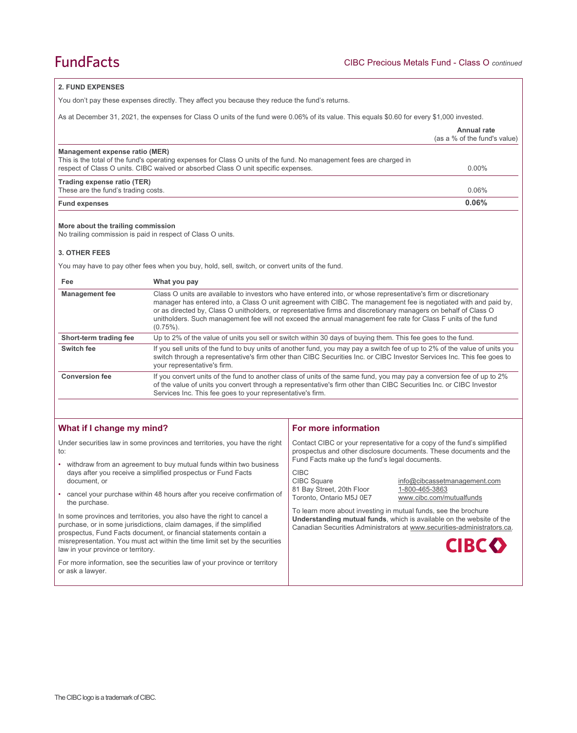## 2. FUND EXPENSES

You don't pay these expenses directly. They affect you because they reduce the fund's returns.

As at December 31, 2021, the expenses for Class O units of the fund were 0.06% of its value. This equals $0.60 for every $1,000 invested.

| | Annual rate (as a % of the fund's value) |
|---|---|
| **Management expense ratio (MER)**<br>This is the total of the fund's operating expenses for Class O units of the fund. No management fees are charged in respect of Class O units. CIBC waived or absorbed Class O unit specific expenses. | 0.00% |
| **Trading expense ratio (TER)**<br>These are the fund's trading costs. | 0.06% |
| **Fund expenses** | **0.06%** |

**More about the trailing commission**

No trailing commission is paid in respect of Class O units.

## 3. OTHER FEES

You may have to pay other fees when you buy, hold, sell, switch, or convert units of the fund.

| Fee | What you pay |
|---|---|
| **Management fee** | Class O units are available to investors who have entered into, or whose representative's firm or discretionary manager has entered into, a Class O unit agreement with CIBC. The management fee is negotiated with and paid by, or as directed by, Class O unitholders, or representative firms and discretionary managers on behalf of Class O unitholders. Such management fee will not exceed the annual management fee rate for Class F units of the fund (0.75%). |
| **Short-term trading fee** | Up to 2% of the value of units you sell or switch within 30 days of buying them. This fee goes to the fund. |
| **Switch fee** | If you sell units of the fund to buy units of another fund, you may pay a switch fee of up to 2% of the value of units you switch through a representative's firm other than CIBC Securities Inc. or CIBC Investor Services Inc. This fee goes to your representative's firm. |
| **Conversion fee** | If you convert units of the fund to another class of units of the same fund, you may pay a conversion fee of up to 2% of the value of units you convert through a representative's firm other than CIBC Securities Inc. or CIBC Investor Services Inc. This fee goes to your representative's firm. |

## What if I change my mind?

Under securities law in some provinces and territories, you have the right to:

- withdraw from an agreement to buy mutual funds within two business days after you receive a simplified prospectus or Fund Facts document, or
- cancel your purchase within 48 hours after you receive confirmation of the purchase.

In some provinces and territories, you also have the right to cancel a purchase, or in some jurisdictions, claim damages, if the simplified prospectus, Fund Facts document, or financial statements contain a misrepresentation. You must act within the time limit set by the securities law in your province or territory.

For more information, see the securities law of your province or territory or ask a lawyer.

## For more information

Contact CIBC or your representative for a copy of the fund's simplified prospectus and other disclosure documents. These documents and the Fund Facts make up the fund's legal documents.

CIBC
CIBC Square
81 Bay Street, 20th Floor
Toronto, Ontario M5J 0E7

info@cibcassetmanagement.com
1-800-465-3863
www.cibc.com/mutualfunds

To learn more about investing in mutual funds, see the brochure **Understanding mutual funds**, which is available on the website of the Canadian Securities Administrators at www.securities-administrators.ca.

CIBC

The CIBC logo is a trademark of CIBC.